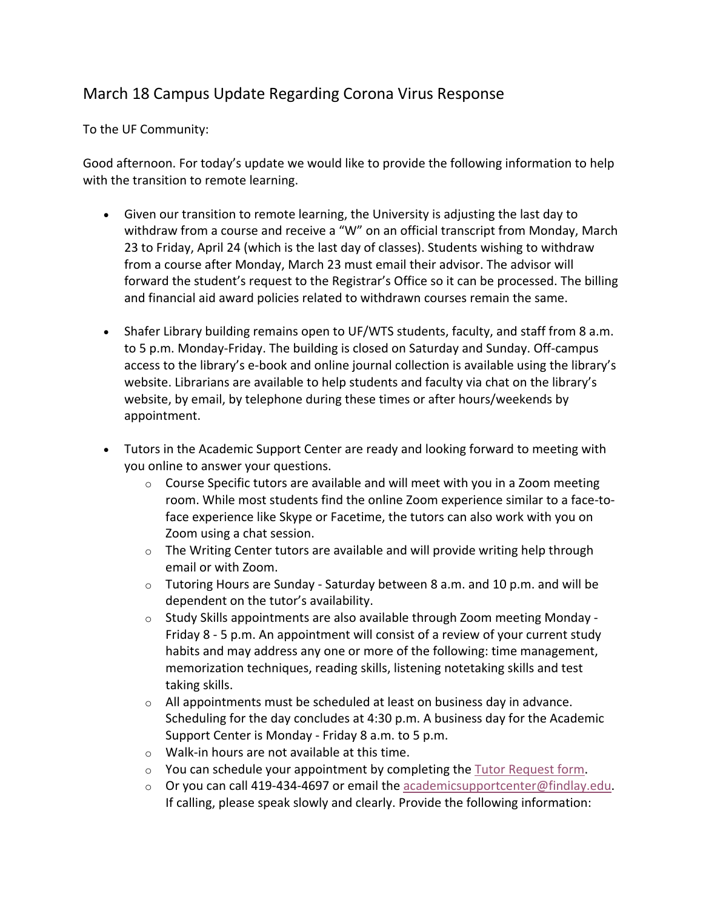# March 18 Campus Update Regarding Corona Virus Response

To the UF Community:

Good afternoon. For today's update we would like to provide the following information to help with the transition to remote learning.

- Given our transition to remote learning, the University is adjusting the last day to withdraw from a course and receive a "W" on an official transcript from Monday, March 23 to Friday, April 24 (which is the last day of classes). Students wishing to withdraw from a course after Monday, March 23 must email their advisor. The advisor will forward the student's request to the Registrar's Office so it can be processed. The billing and financial aid award policies related to withdrawn courses remain the same.

- Shafer Library building remains open to UF/WTS students, faculty, and staff from 8 a.m. to 5 p.m. Monday-Friday. The building is closed on Saturday and Sunday. Off-campus access to the library's e-book and online journal collection is available using the library's website. Librarians are available to help students and faculty via chat on the library's website, by email, by telephone during these times or after hours/weekends by appointment.

- Tutors in the Academic Support Center are ready and looking forward to meeting with you online to answer your questions.
  - Course Specific tutors are available and will meet with you in a Zoom meeting room. While most students find the online Zoom experience similar to a face-to-face experience like Skype or Facetime, the tutors can also work with you on Zoom using a chat session.
  - The Writing Center tutors are available and will provide writing help through email or with Zoom.
  - Tutoring Hours are Sunday - Saturday between 8 a.m. and 10 p.m. and will be dependent on the tutor's availability.
  - Study Skills appointments are also available through Zoom meeting Monday - Friday 8 - 5 p.m. An appointment will consist of a review of your current study habits and may address any one or more of the following: time management, memorization techniques, reading skills, listening notetaking skills and test taking skills.
  - All appointments must be scheduled at least on business day in advance. Scheduling for the day concludes at 4:30 p.m. A business day for the Academic Support Center is Monday - Friday 8 a.m. to 5 p.m.
  - Walk-in hours are not available at this time.
  - You can schedule your appointment by completing the Tutor Request form.
  - Or you can call 419-434-4697 or email the academicsupportcenter@findlay.edu. If calling, please speak slowly and clearly. Provide the following information: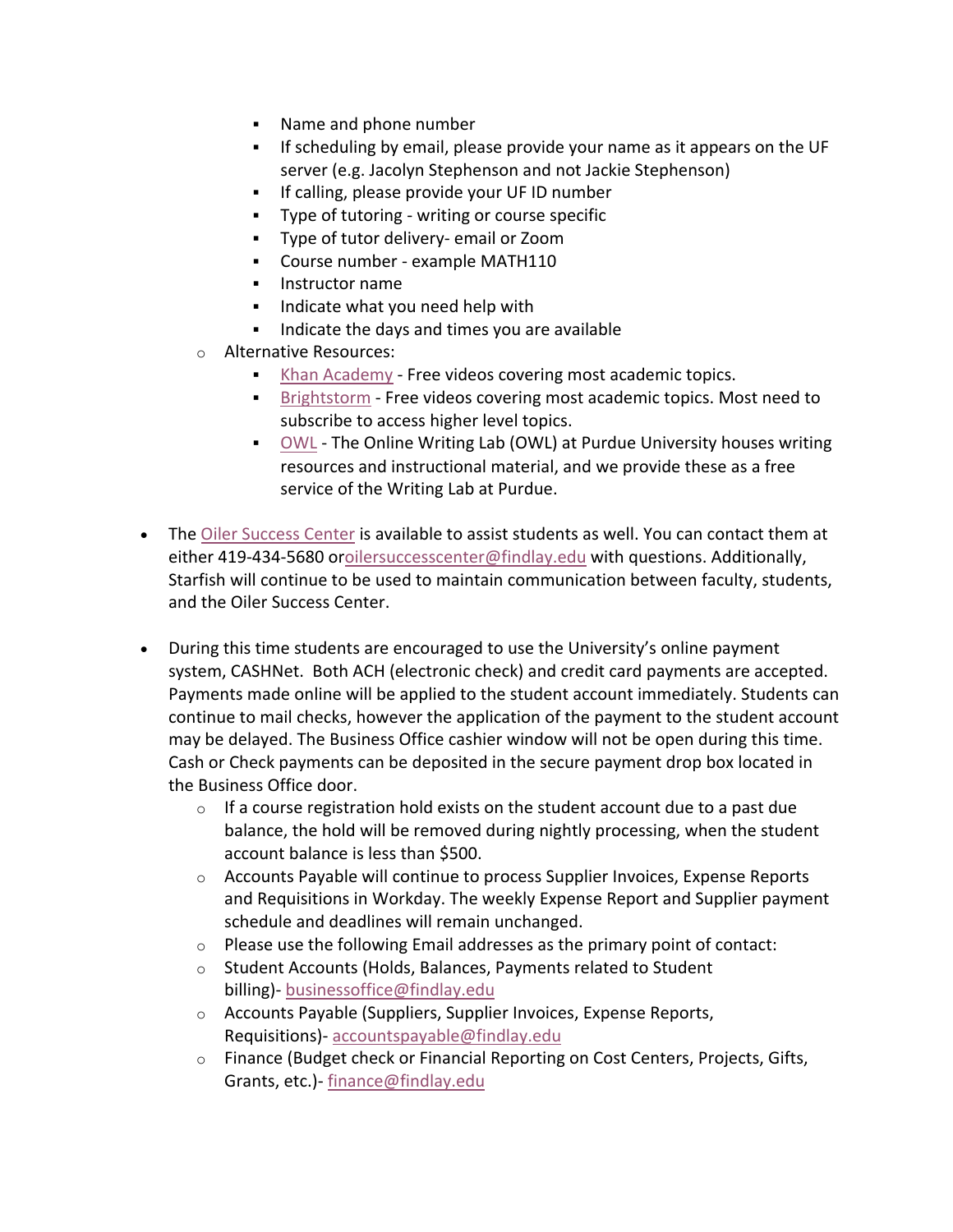- Name and phone number
        - If scheduling by email, please provide your name as it appears on the UF server (e.g. Jacolyn Stephenson and not Jackie Stephenson)
        - If calling, please provide your UF ID number
        - Type of tutoring - writing or course specific
        - Type of tutor delivery- email or Zoom
        - Course number - example MATH110
        - Instructor name
        - Indicate what you need help with
        - Indicate the days and times you are available
    - Alternative Resources:
        - Khan Academy - Free videos covering most academic topics.
        - Brightstorm - Free videos covering most academic topics. Most need to subscribe to access higher level topics.
        - OWL - The Online Writing Lab (OWL) at Purdue University houses writing resources and instructional material, and we provide these as a free service of the Writing Lab at Purdue.

- The Oiler Success Center is available to assist students as well. You can contact them at either 419-434-5680 oroilersuccesscenter@findlay.edu with questions. Additionally, Starfish will continue to be used to maintain communication between faculty, students, and the Oiler Success Center.

- During this time students are encouraged to use the University's online payment system, CASHNet. Both ACH (electronic check) and credit card payments are accepted. Payments made online will be applied to the student account immediately. Students can continue to mail checks, however the application of the payment to the student account may be delayed. The Business Office cashier window will not be open during this time. Cash or Check payments can be deposited in the secure payment drop box located in the Business Office door.
    - If a course registration hold exists on the student account due to a past due balance, the hold will be removed during nightly processing, when the student account balance is less than $500.
    - Accounts Payable will continue to process Supplier Invoices, Expense Reports and Requisitions in Workday. The weekly Expense Report and Supplier payment schedule and deadlines will remain unchanged.
    - Please use the following Email addresses as the primary point of contact:
    - Student Accounts (Holds, Balances, Payments related to Student billing)- businessoffice@findlay.edu
    - Accounts Payable (Suppliers, Supplier Invoices, Expense Reports, Requisitions)- accountspayable@findlay.edu
    - Finance (Budget check or Financial Reporting on Cost Centers, Projects, Gifts, Grants, etc.)- finance@findlay.edu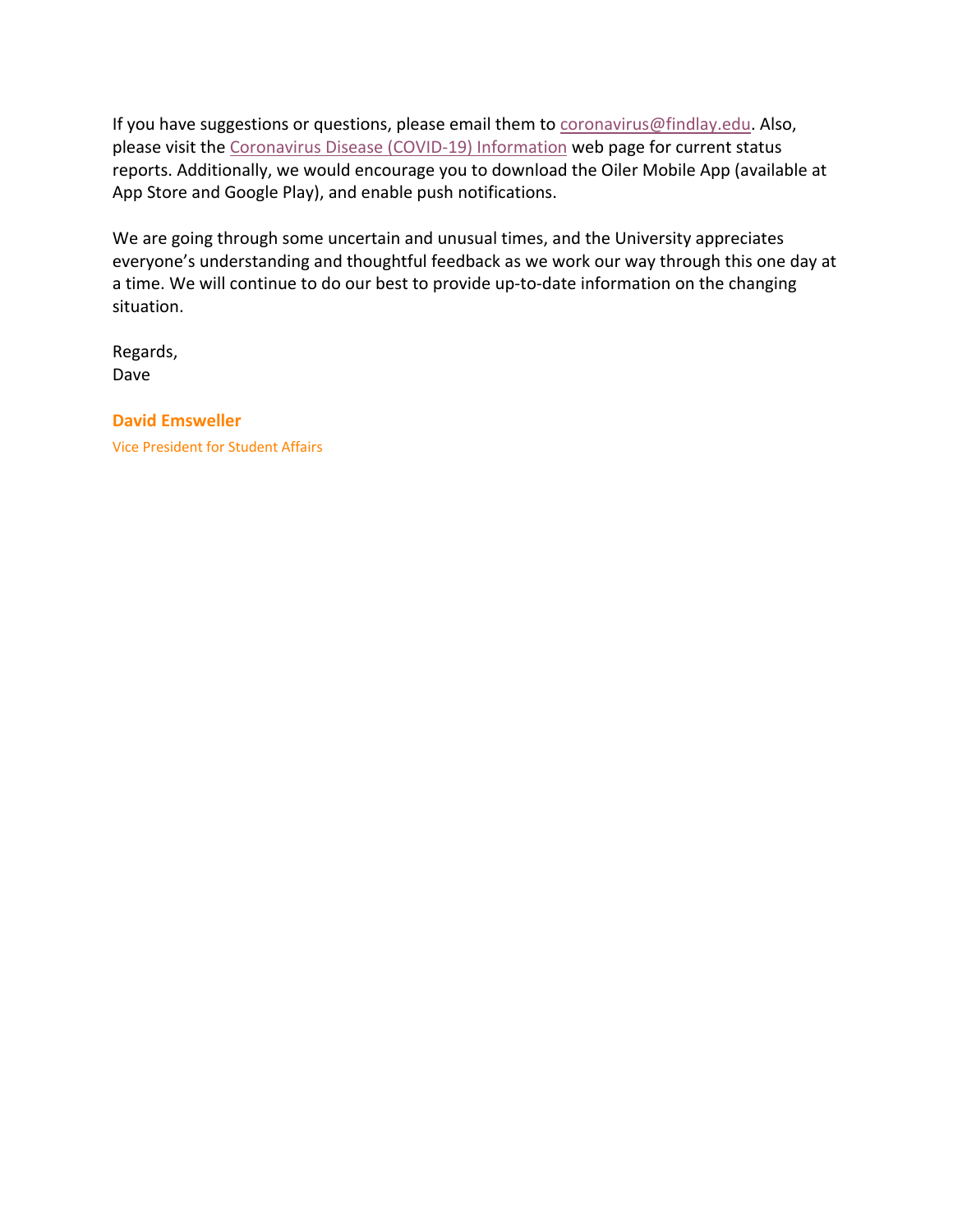If you have suggestions or questions, please email them to [coronavirus@findlay.edu](mailto:coronavirus@findlay.edu). Also, please visit the [Coronavirus Disease (COVID-19) Information]() web page for current status reports. Additionally, we would encourage you to download the Oiler Mobile App (available at App Store and Google Play), and enable push notifications.

We are going through some uncertain and unusual times, and the University appreciates everyone's understanding and thoughtful feedback as we work our way through this one day at a time. We will continue to do our best to provide up-to-date information on the changing situation.

Regards,
Dave

**David Emsweller**

Vice President for Student Affairs